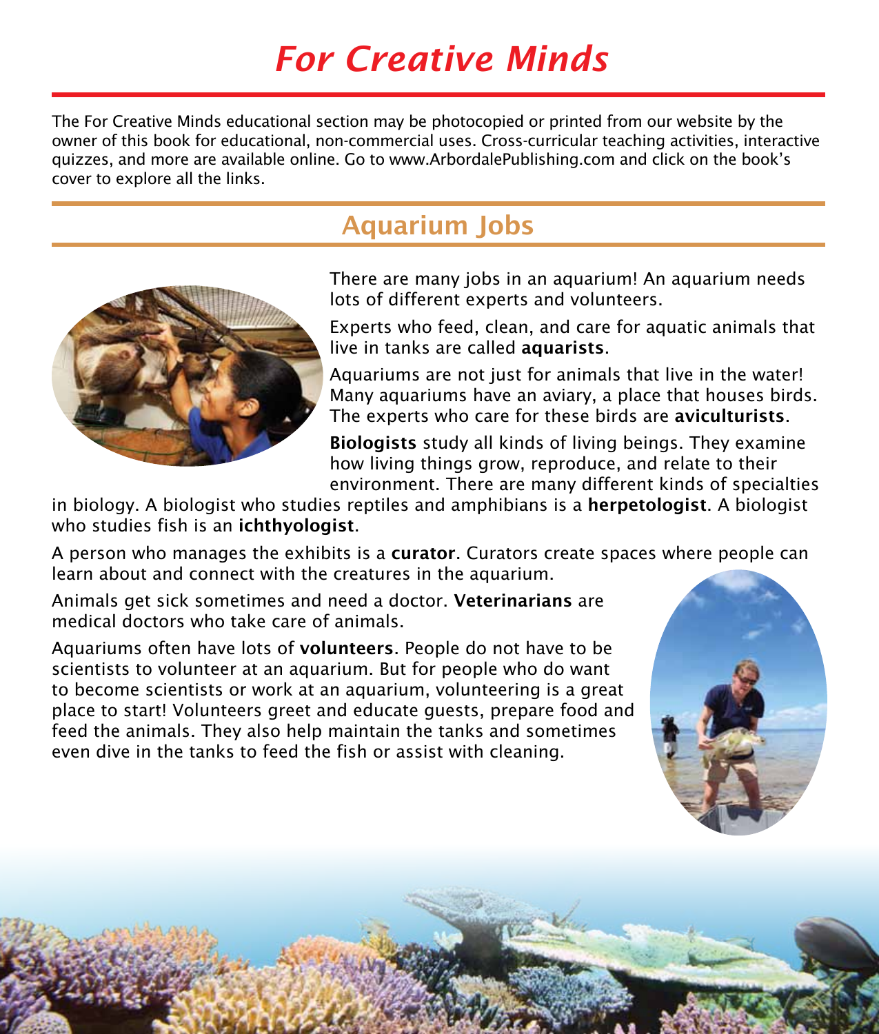# *For Creative Minds*

The For Creative Minds educational section may be photocopied or printed from our website by the owner of this book for educational, non-commercial uses. Cross-curricular teaching activities, interactive quizzes, and more are available online. Go to www.ArbordalePublishing.com and click on the book's cover to explore all the links.

## Aquarium Jobs

There are many jobs in an aquarium! An aquarium needs lots of different experts and volunteers.

Experts who feed, clean, and care for aquatic animals that live in tanks are called **aquarists**.

Aquariums are not just for animals that live in the water! Many aquariums have an aviary, a place that houses birds. The experts who care for these birds are **aviculturists**.

**Biologists** study all kinds of living beings. They examine how living things grow, reproduce, and relate to their environment. There are many different kinds of specialties in biology. A biologist who studies reptiles and amphibians is a **herpetologist**. A biologist who studies fish is an **ichthyologist**.

A person who manages the exhibits is a **curator**. Curators create spaces where people can learn about and connect with the creatures in the aquarium.

Animals get sick sometimes and need a doctor. **Veterinarians** are medical doctors who take care of animals.

Aquariums often have lots of **volunteers**. People do not have to be scientists to volunteer at an aquarium. But for people who do want to become scientists or work at an aquarium, volunteering is a great place to start! Volunteers greet and educate guests, prepare food and feed the animals. They also help maintain the tanks and sometimes even dive in the tanks to feed the fish or assist with cleaning.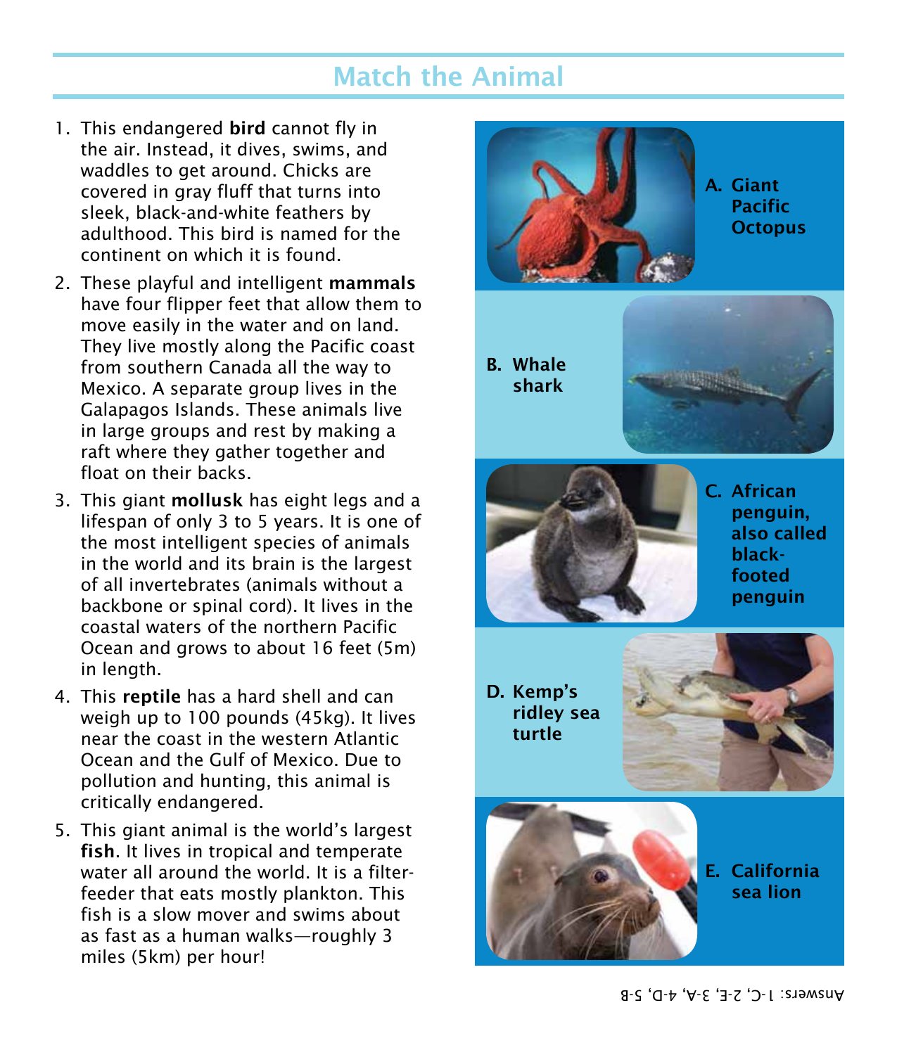# Match the Animal

1. This endangered **bird** cannot fly in the air. Instead, it dives, swims, and waddles to get around. Chicks are covered in gray fluff that turns into sleek, black-and-white feathers by adulthood. This bird is named for the continent on which it is found.
2. These playful and intelligent **mammals** have four flipper feet that allow them to move easily in the water and on land. They live mostly along the Pacific coast from southern Canada all the way to Mexico. A separate group lives in the Galapagos Islands. These animals live in large groups and rest by making a raft where they gather together and float on their backs.
3. This giant **mollusk** has eight legs and a lifespan of only 3 to 5 years. It is one of the most intelligent species of animals in the world and its brain is the largest of all invertebrates (animals without a backbone or spinal cord). It lives in the coastal waters of the northern Pacific Ocean and grows to about 16 feet (5m) in length.
4. This **reptile** has a hard shell and can weigh up to 100 pounds (45kg). It lives near the coast in the western Atlantic Ocean and the Gulf of Mexico. Due to pollution and hunting, this animal is critically endangered.
5. This giant animal is the world's largest **fish**. It lives in tropical and temperate water all around the world. It is a filter-feeder that eats mostly plankton. This fish is a slow mover and swims about as fast as a human walks—roughly 3 miles (5km) per hour!

**A. Giant Pacific Octopus**

**B. Whale shark**

**C. African penguin, also called black-footed penguin**

**D. Kemp's ridley sea turtle**

**E. California sea lion**

Answers: 1-C, 2-E, 3-A, 4-D, 5-B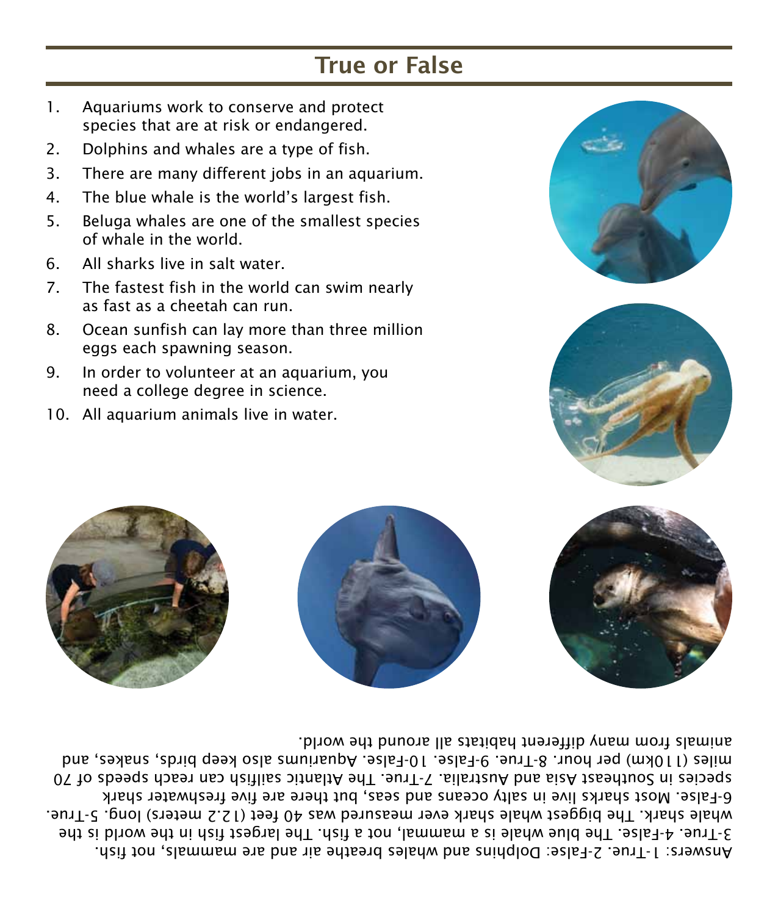# True or False

1. Aquariums work to conserve and protect species that are at risk or endangered.
2. Dolphins and whales are a type of fish.
3. There are many different jobs in an aquarium.
4. The blue whale is the world's largest fish.
5. Beluga whales are one of the smallest species of whale in the world.
6. All sharks live in salt water.
7. The fastest fish in the world can swim nearly as fast as a cheetah can run.
8. Ocean sunfish can lay more than three million eggs each spawning season.
9. In order to volunteer at an aquarium, you need a college degree in science.
10. All aquarium animals live in water.

Answers: 1-True. 2-False: Dolphins and whales breathe air and are mammals, not fish. 3-True. 4-False. The blue whale is a mammal, not a fish. The largest fish in the world is the whale shark. The biggest whale shark ever measured was 40 feet (12.2 meters) long. 5-True. 6-False. Most sharks live in salty oceans and seas, but there are five freshwater shark species in Southeast Asia and Australia. 7-True. The Atlantic sailfish can reach speeds of 70 miles (110km) per hour. 8-True. 9-False. 10-False. Aquariums also keep birds, snakes, and animals from many different habitats all around the world.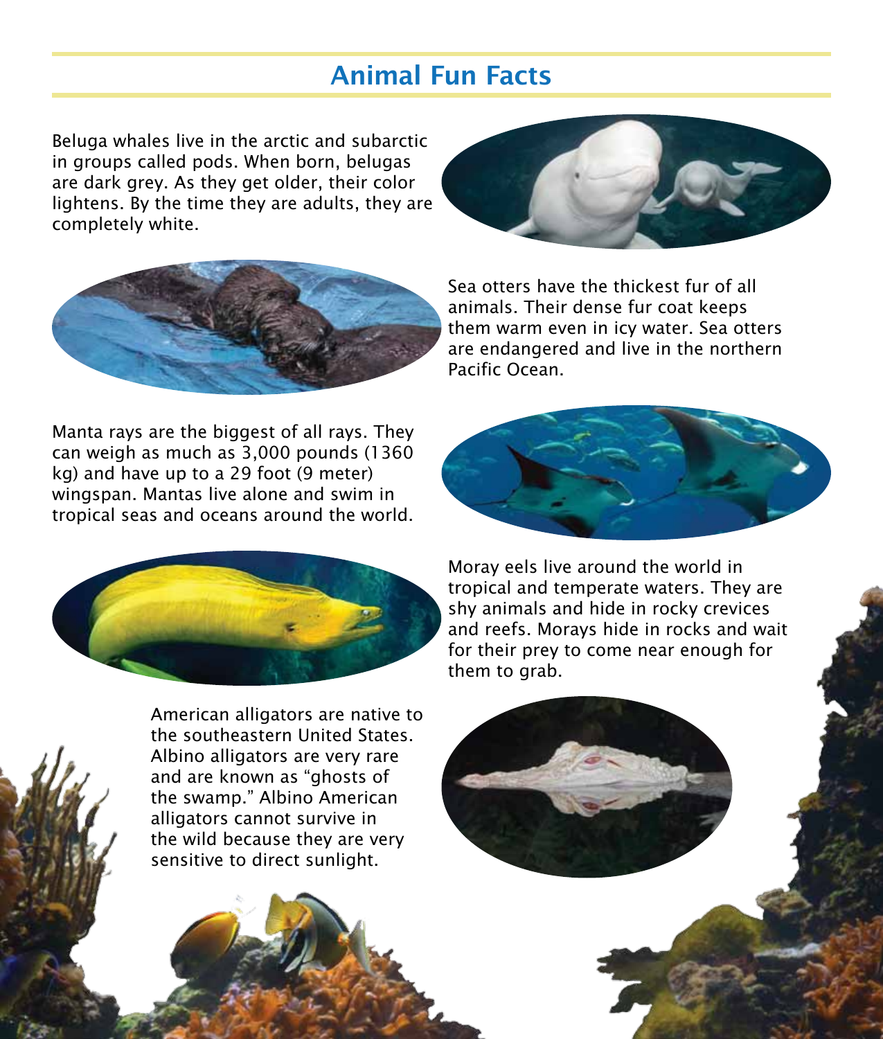# Animal Fun Facts

Beluga whales live in the arctic and subarctic in groups called pods. When born, belugas are dark grey. As they get older, their color lightens. By the time they are adults, they are completely white.

Sea otters have the thickest fur of all animals. Their dense fur coat keeps them warm even in icy water. Sea otters are endangered and live in the northern Pacific Ocean.

Manta rays are the biggest of all rays. They can weigh as much as 3,000 pounds (1360 kg) and have up to a 29 foot (9 meter) wingspan. Mantas live alone and swim in tropical seas and oceans around the world.

Moray eels live around the world in tropical and temperate waters. They are shy animals and hide in rocky crevices and reefs. Morays hide in rocks and wait for their prey to come near enough for them to grab.

American alligators are native to the southeastern United States. Albino alligators are very rare and are known as "ghosts of the swamp." Albino American alligators cannot survive in the wild because they are very sensitive to direct sunlight.